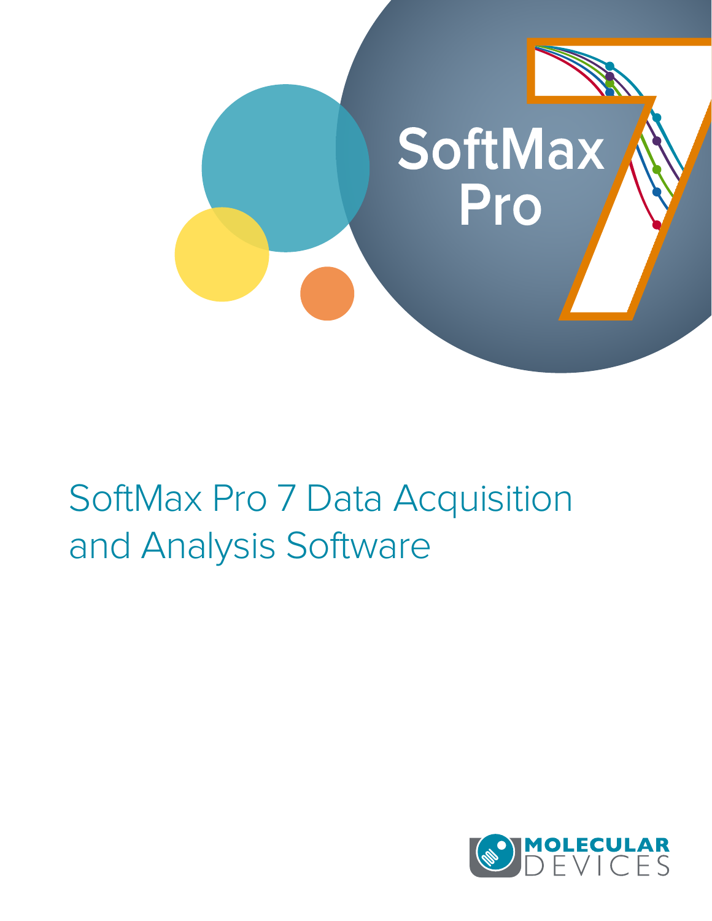SoftMax Pro

# SoftMax Pro 7 Data Acquisition and Analysis Software

MOLECULAR DEVICES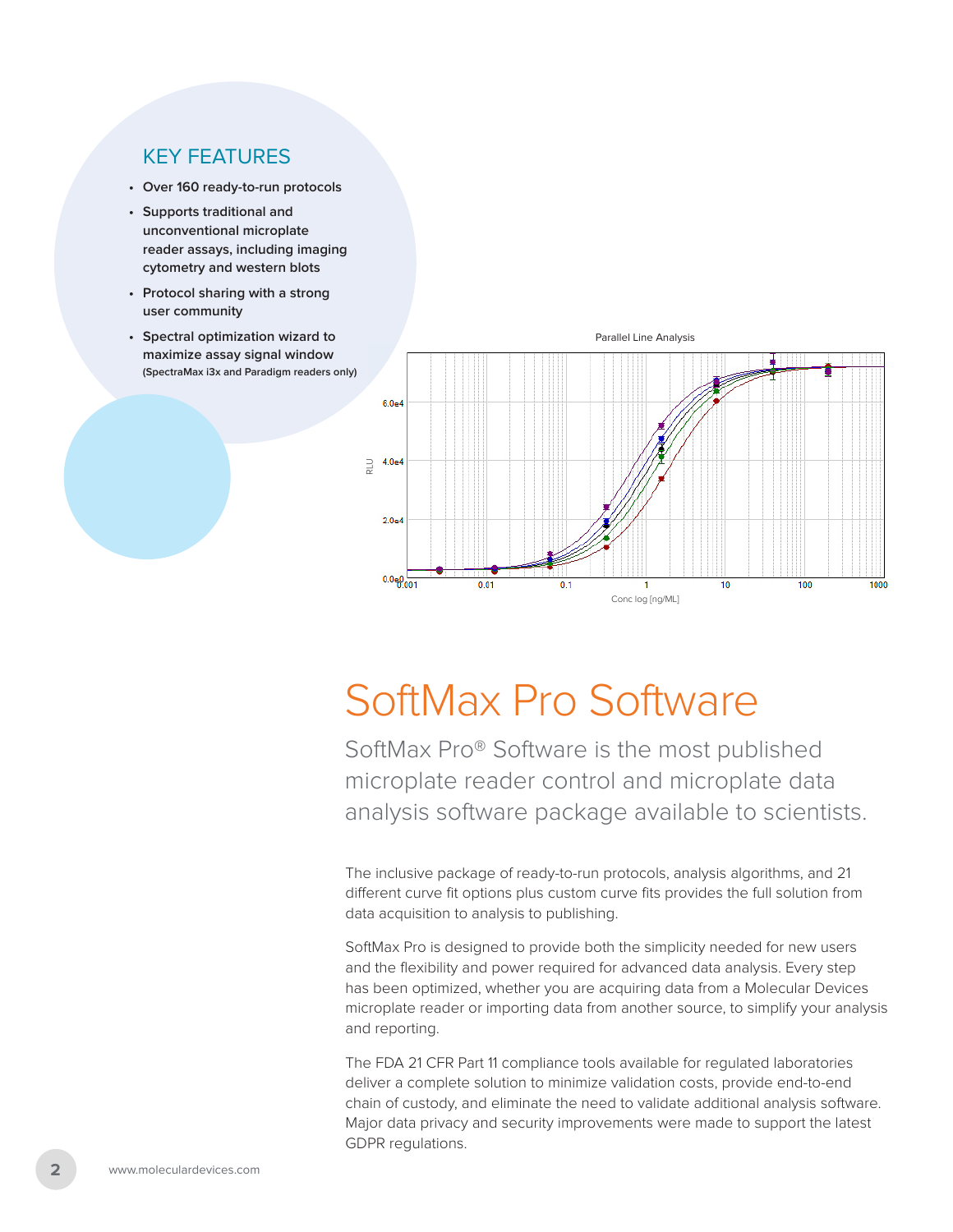## KEY FEATURES

- Over 160 ready-to-run protocols
- Supports traditional and unconventional microplate reader assays, including imaging cytometry and western blots
- Protocol sharing with a strong user community
- Spectral optimization wizard to maximize assay signal window (SpectraMax i3x and Paradigm readers only)

Parallel Line Analysis

# SoftMax Pro Software

SoftMax Pro® Software is the most published microplate reader control and microplate data analysis software package available to scientists.

The inclusive package of ready-to-run protocols, analysis algorithms, and 21 different curve fit options plus custom curve fits provides the full solution from data acquisition to analysis to publishing.

SoftMax Pro is designed to provide both the simplicity needed for new users and the flexibility and power required for advanced data analysis. Every step has been optimized, whether you are acquiring data from a Molecular Devices microplate reader or importing data from another source, to simplify your analysis and reporting.

The FDA 21 CFR Part 11 compliance tools available for regulated laboratories deliver a complete solution to minimize validation costs, provide end-to-end chain of custody, and eliminate the need to validate additional analysis software. Major data privacy and security improvements were made to support the latest GDPR regulations.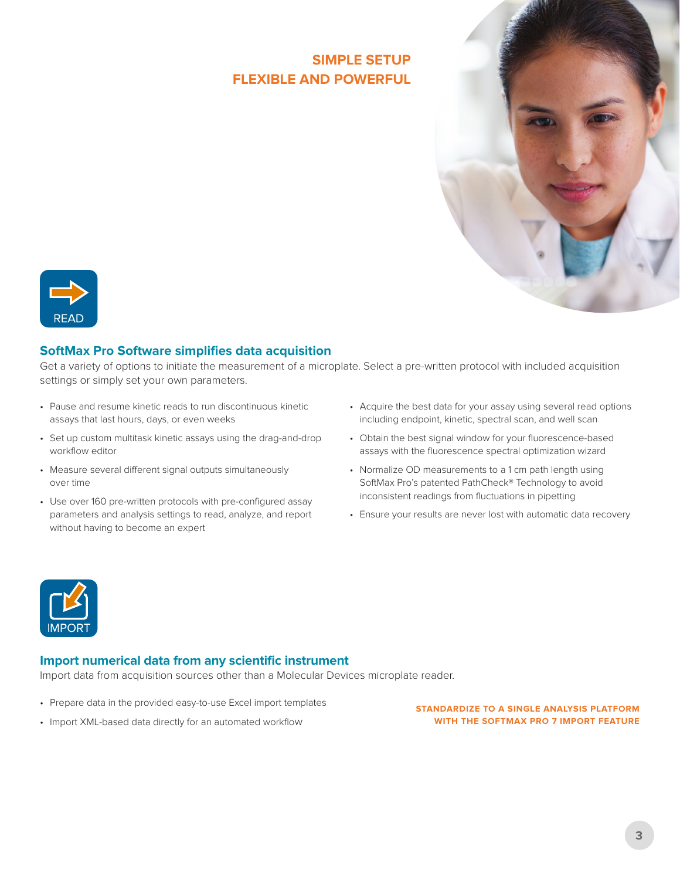## SIMPLE SETUP
## FLEXIBLE AND POWERFUL

READ

### SoftMax Pro Software simplifies data acquisition

Get a variety of options to initiate the measurement of a microplate. Select a pre-written protocol with included acquisition settings or simply set your own parameters.

- Pause and resume kinetic reads to run discontinuous kinetic assays that last hours, days, or even weeks
- Set up custom multitask kinetic assays using the drag-and-drop workflow editor
- Measure several different signal outputs simultaneously over time
- Use over 160 pre-written protocols with pre-configured assay parameters and analysis settings to read, analyze, and report without having to become an expert
- Acquire the best data for your assay using several read options including endpoint, kinetic, spectral scan, and well scan
- Obtain the best signal window for your fluorescence-based assays with the fluorescence spectral optimization wizard
- Normalize OD measurements to a 1 cm path length using SoftMax Pro's patented PathCheck® Technology to avoid inconsistent readings from fluctuations in pipetting
- Ensure your results are never lost with automatic data recovery

IMPORT

### Import numerical data from any scientific instrument

Import data from acquisition sources other than a Molecular Devices microplate reader.

- Prepare data in the provided easy-to-use Excel import templates
- Import XML-based data directly for an automated workflow

**STANDARDIZE TO A SINGLE ANALYSIS PLATFORM WITH THE SOFTMAX PRO 7 IMPORT FEATURE**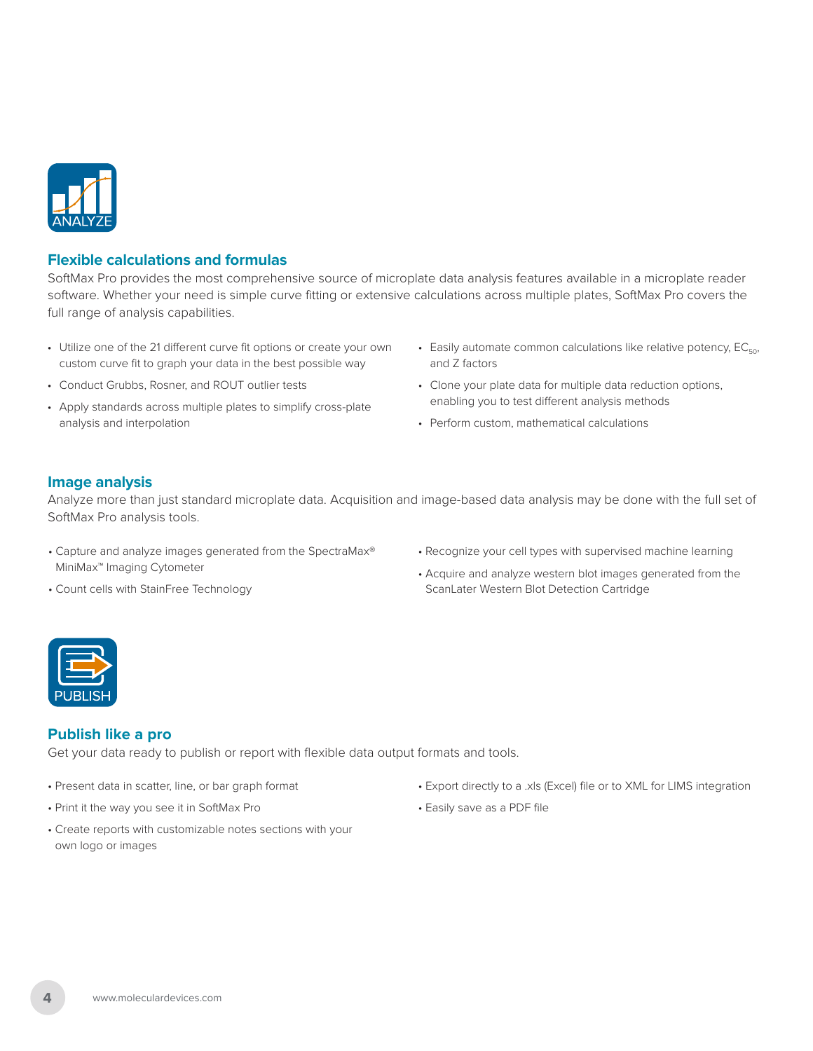ANALYZE

## Flexible calculations and formulas

SoftMax Pro provides the most comprehensive source of microplate data analysis features available in a microplate reader software. Whether your need is simple curve fitting or extensive calculations across multiple plates, SoftMax Pro covers the full range of analysis capabilities.

- Utilize one of the 21 different curve fit options or create your own custom curve fit to graph your data in the best possible way
- Conduct Grubbs, Rosner, and ROUT outlier tests
- Apply standards across multiple plates to simplify cross-plate analysis and interpolation
- Easily automate common calculations like relative potency, $EC_{50}$, and Z factors
- Clone your plate data for multiple data reduction options, enabling you to test different analysis methods
- Perform custom, mathematical calculations

## Image analysis

Analyze more than just standard microplate data. Acquisition and image-based data analysis may be done with the full set of SoftMax Pro analysis tools.

- Capture and analyze images generated from the SpectraMax® MiniMax™ Imaging Cytometer
- Count cells with StainFree Technology
- Recognize your cell types with supervised machine learning
- Acquire and analyze western blot images generated from the ScanLater Western Blot Detection Cartridge

PUBLISH

## Publish like a pro

Get your data ready to publish or report with flexible data output formats and tools.

- Present data in scatter, line, or bar graph format
- Print it the way you see it in SoftMax Pro
- Create reports with customizable notes sections with your own logo or images
- Export directly to a .xls (Excel) file or to XML for LIMS integration
- Easily save as a PDF file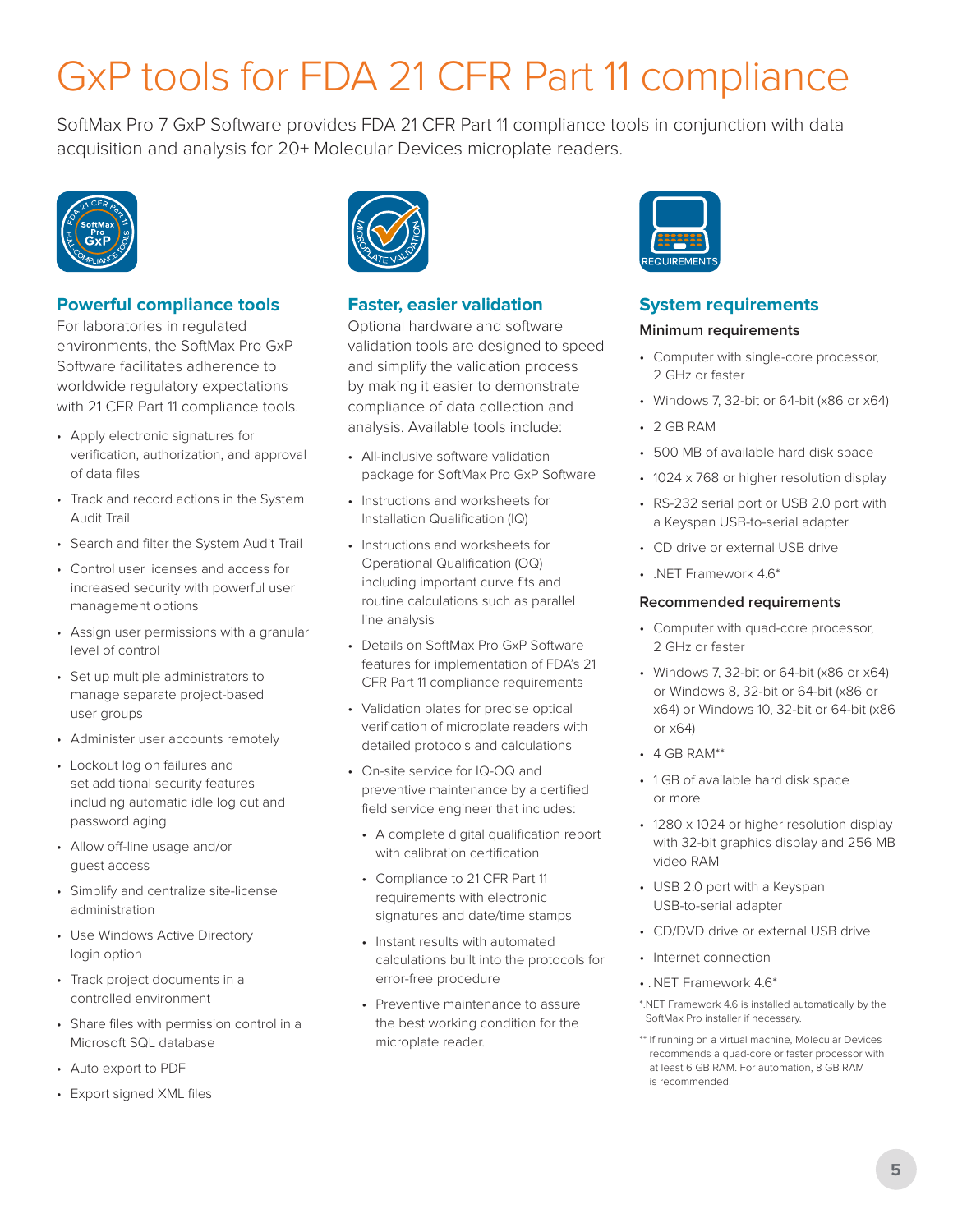# GxP tools for FDA 21 CFR Part 11 compliance

SoftMax Pro 7 GxP Software provides FDA 21 CFR Part 11 compliance tools in conjunction with data acquisition and analysis for 20+ Molecular Devices microplate readers.

## Powerful compliance tools

For laboratories in regulated environments, the SoftMax Pro GxP Software facilitates adherence to worldwide regulatory expectations with 21 CFR Part 11 compliance tools.

- Apply electronic signatures for verification, authorization, and approval of data files
- Track and record actions in the System Audit Trail
- Search and filter the System Audit Trail
- Control user licenses and access for increased security with powerful user management options
- Assign user permissions with a granular level of control
- Set up multiple administrators to manage separate project-based user groups
- Administer user accounts remotely
- Lockout log on failures and set additional security features including automatic idle log out and password aging
- Allow off-line usage and/or guest access
- Simplify and centralize site-license administration
- Use Windows Active Directory login option
- Track project documents in a controlled environment
- Share files with permission control in a Microsoft SQL database
- Auto export to PDF
- Export signed XML files

## Faster, easier validation

Optional hardware and software validation tools are designed to speed and simplify the validation process by making it easier to demonstrate compliance of data collection and analysis. Available tools include:

- All-inclusive software validation package for SoftMax Pro GxP Software
- Instructions and worksheets for Installation Qualification (IQ)
- Instructions and worksheets for Operational Qualification (OQ) including important curve fits and routine calculations such as parallel line analysis
- Details on SoftMax Pro GxP Software features for implementation of FDA's 21 CFR Part 11 compliance requirements
- Validation plates for precise optical verification of microplate readers with detailed protocols and calculations
- On-site service for IQ-OQ and preventive maintenance by a certified field service engineer that includes:
  - A complete digital qualification report with calibration certification
  - Compliance to 21 CFR Part 11 requirements with electronic signatures and date/time stamps
  - Instant results with automated calculations built into the protocols for error-free procedure
  - Preventive maintenance to assure the best working condition for the microplate reader.

## System requirements

### Minimum requirements

- Computer with single-core processor, 2 GHz or faster
- Windows 7, 32-bit or 64-bit (x86 or x64)
- 2 GB RAM
- 500 MB of available hard disk space
- 1024 x 768 or higher resolution display
- RS-232 serial port or USB 2.0 port with a Keyspan USB-to-serial adapter
- CD drive or external USB drive
- .NET Framework 4.6*

### Recommended requirements

- Computer with quad-core processor, 2 GHz or faster
- Windows 7, 32-bit or 64-bit (x86 or x64) or Windows 8, 32-bit or 64-bit (x86 or x64) or Windows 10, 32-bit or 64-bit (x86 or x64)
- 4 GB RAM**
- 1 GB of available hard disk space or more
- 1280 x 1024 or higher resolution display with 32-bit graphics display and 256 MB video RAM
- USB 2.0 port with a Keyspan USB-to-serial adapter
- CD/DVD drive or external USB drive
- Internet connection
- .NET Framework 4.6*

*.NET Framework 4.6 is installed automatically by the SoftMax Pro installer if necessary.

** If running on a virtual machine, Molecular Devices recommends a quad-core or faster processor with at least 6 GB RAM. For automation, 8 GB RAM is recommended.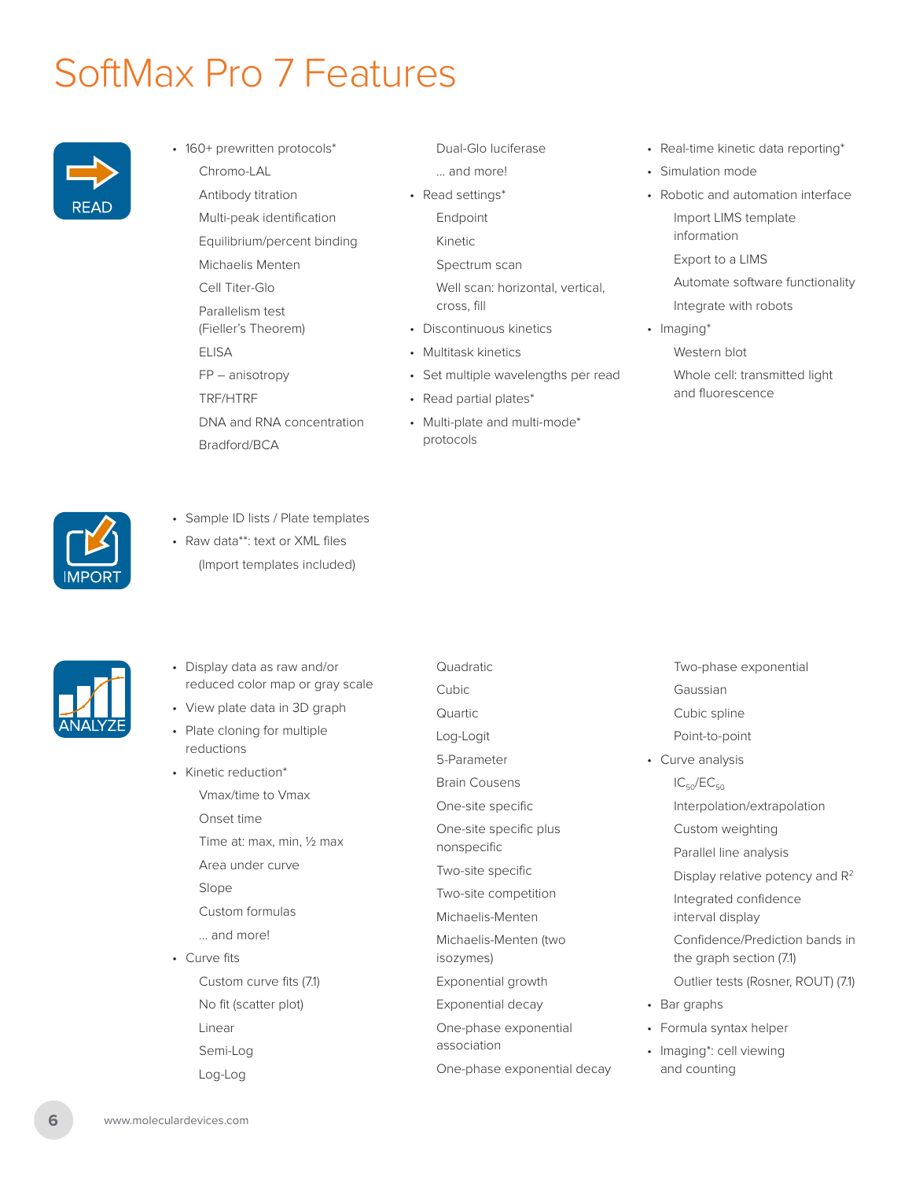# SoftMax Pro 7 Features

## READ

- 160+ prewritten protocols*
  - Chromo-LAL
  - Antibody titration
  - Multi-peak identification
  - Equilibrium/percent binding
  - Michaelis Menten
  - Cell Titer-Glo
  - Parallelism test (Fieller's Theorem)
  - ELISA
  - FP – anisotropy
  - TRF/HTRF
  - DNA and RNA concentration
  - Bradford/BCA
  - Dual-Glo luciferase
  - … and more!
- Read settings*
  - Endpoint
  - Kinetic
  - Spectrum scan
  - Well scan: horizontal, vertical, cross, fill
- Discontinuous kinetics
- Multitask kinetics
- Set multiple wavelengths per read
- Read partial plates*
- Multi-plate and multi-mode* protocols
- Real-time kinetic data reporting*
- Simulation mode
- Robotic and automation interface
  - Import LIMS template information
  - Export to a LIMS
  - Automate software functionality
  - Integrate with robots
- Imaging*
  - Western blot
  - Whole cell: transmitted light and fluorescence

## IMPORT

- Sample ID lists / Plate templates
- Raw data**: text or XML files
  - (Import templates included)

## ANALYZE

- Display data as raw and/or reduced color map or gray scale
- View plate data in 3D graph
- Plate cloning for multiple reductions
- Kinetic reduction*
  - Vmax/time to Vmax
  - Onset time
  - Time at: max, min, ½ max
  - Area under curve
  - Slope
  - Custom formulas
  - … and more!
- Curve fits
  - Custom curve fits (7.1)
  - No fit (scatter plot)
  - Linear
  - Semi-Log
  - Log-Log
  - Quadratic
  - Cubic
  - Quartic
  - Log-Logit
  - 5-Parameter
  - Brain Cousens
  - One-site specific
  - One-site specific plus nonspecific
  - Two-site specific
  - Two-site competition
  - Michaelis-Menten
  - Michaelis-Menten (two isozymes)
  - Exponential growth
  - Exponential decay
  - One-phase exponential association
  - One-phase exponential decay
  - Two-phase exponential
  - Gaussian
  - Cubic spline
  - Point-to-point
- Curve analysis
  - $IC_{50}$/$EC_{50}$
  - Interpolation/extrapolation
  - Custom weighting
  - Parallel line analysis
  - Display relative potency and $R^2$
  - Integrated confidence interval display
  - Confidence/Prediction bands in the graph section (7.1)
  - Outlier tests (Rosner, ROUT) (7.1)
- Bar graphs
- Formula syntax helper
- Imaging*: cell viewing and counting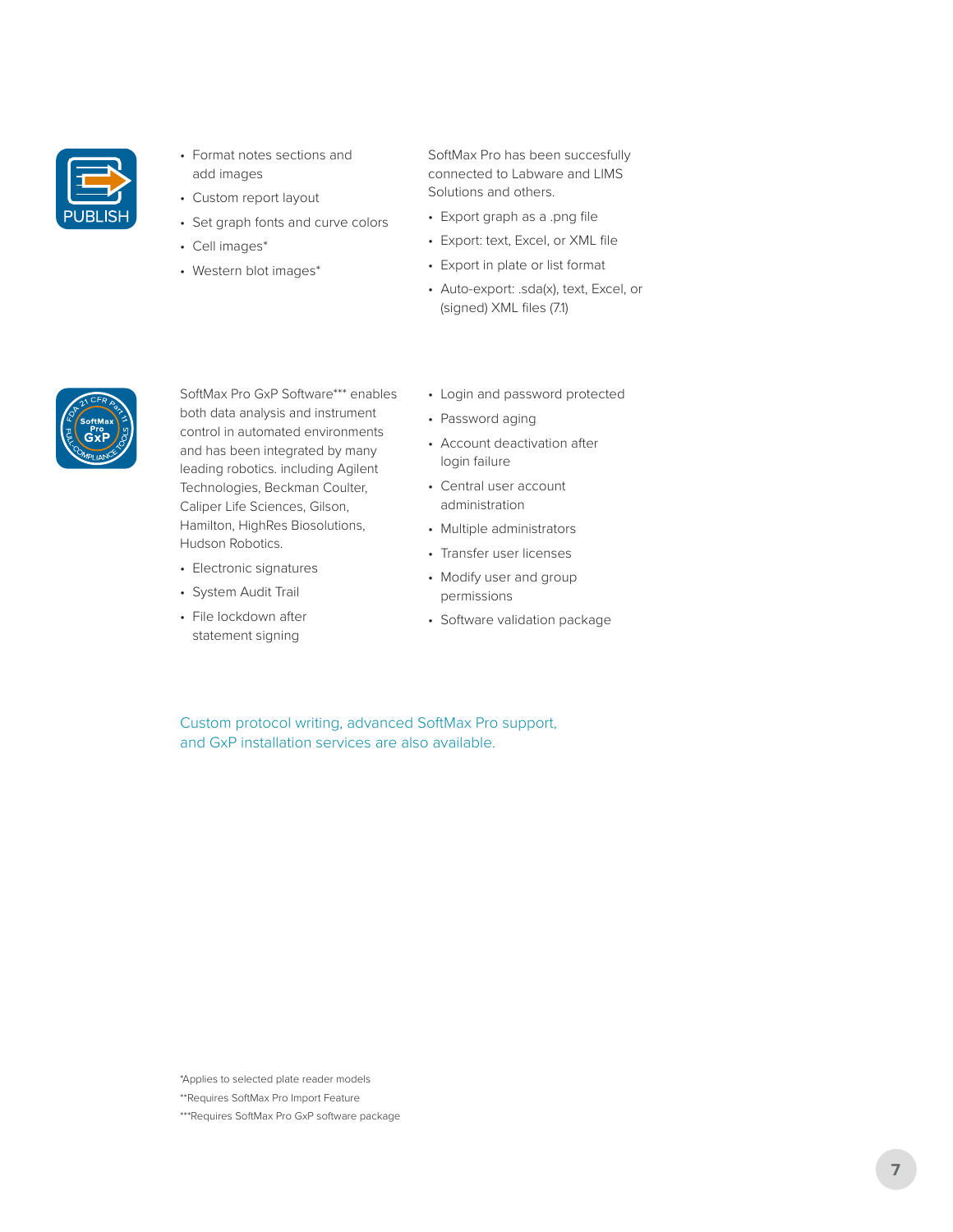PUBLISH

- Format notes sections and add images
- Custom report layout
- Set graph fonts and curve colors
- Cell images*
- Western blot images*

SoftMax Pro has been succesfully connected to Labware and LIMS Solutions and others.

- Export graph as a .png file
- Export: text, Excel, or XML file
- Export in plate or list format
- Auto-export: .sda(x), text, Excel, or (signed) XML files (7.1)

SoftMax Pro GxP Software*** enables both data analysis and instrument control in automated environments and has been integrated by many leading robotics. including Agilent Technologies, Beckman Coulter, Caliper Life Sciences, Gilson, Hamilton, HighRes Biosolutions, Hudson Robotics.

- Electronic signatures
- System Audit Trail
- File lockdown after statement signing
- Login and password protected
- Password aging
- Account deactivation after login failure
- Central user account administration
- Multiple administrators
- Transfer user licenses
- Modify user and group permissions
- Software validation package

Custom protocol writing, advanced SoftMax Pro support, and GxP installation services are also available.

*Applies to selected plate reader models

**Requires SoftMax Pro Import Feature

***Requires SoftMax Pro GxP software package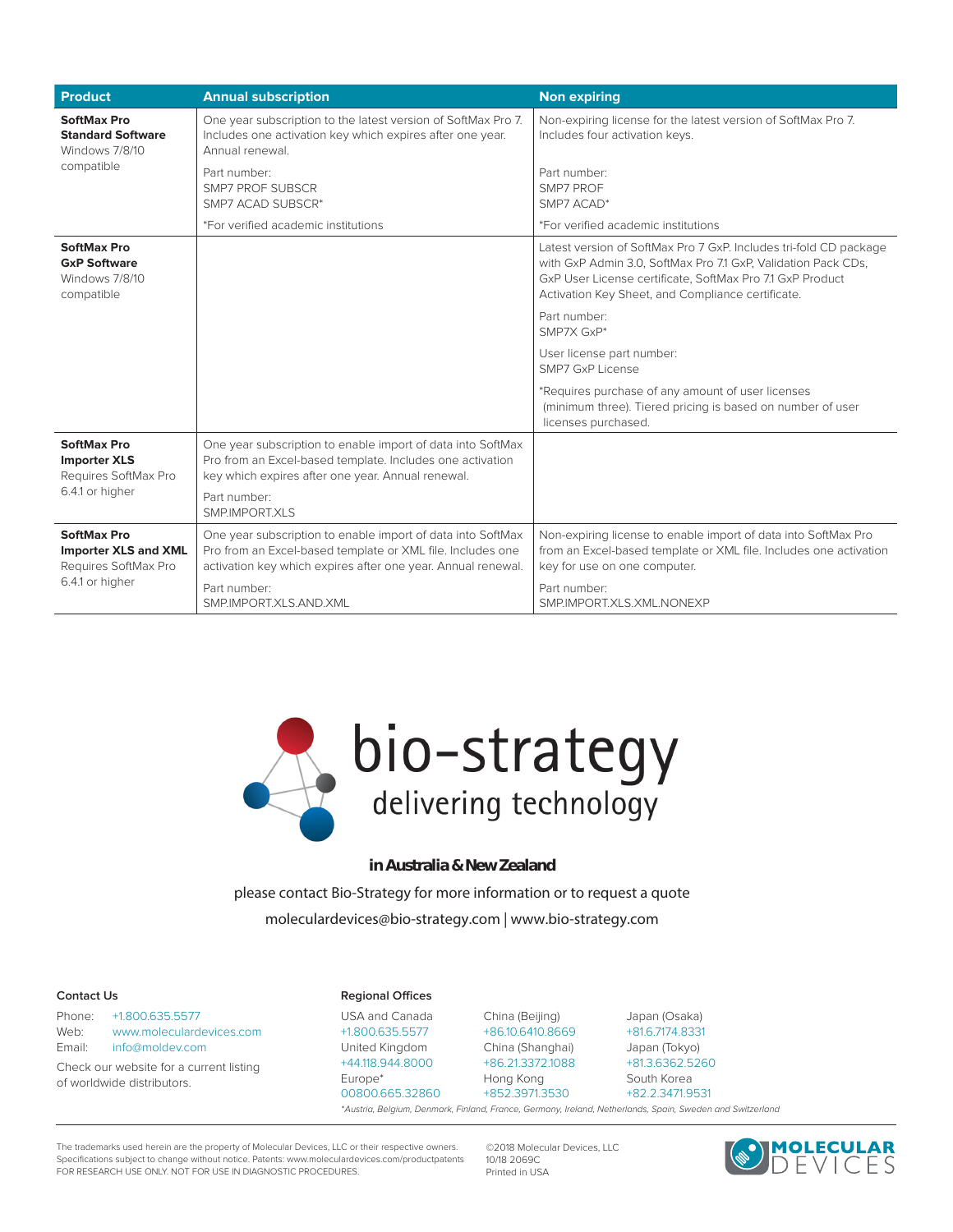| Product | Annual subscription | Non expiring |
|---|---|---|
| **SoftMax Pro Standard Software** Windows 7/8/10 compatible | One year subscription to the latest version of SoftMax Pro 7. Includes one activation key which expires after one year. Annual renewal.<br><br>Part number:<br>SMP7 PROF SUBSCR<br>SMP7 ACAD SUBSCR*<br><br>*For verified academic institutions | Non-expiring license for the latest version of SoftMax Pro 7. Includes four activation keys.<br><br>Part number:<br>SMP7 PROF<br>SMP7 ACAD*<br><br>*For verified academic institutions |
| **SoftMax Pro GxP Software** Windows 7/8/10 compatible | | Latest version of SoftMax Pro 7 GxP. Includes tri-fold CD package with GxP Admin 3.0, SoftMax Pro 7.1 GxP, Validation Pack CDs, GxP User License certificate, SoftMax Pro 7.1 GxP Product Activation Key Sheet, and Compliance certificate.<br><br>Part number:<br>SMP7X GxP*<br><br>User license part number:<br>SMP7 GxP License<br><br>*Requires purchase of any amount of user licenses (minimum three). Tiered pricing is based on number of user licenses purchased. |
| **SoftMax Pro Importer XLS** Requires SoftMax Pro 6.4.1 or higher | One year subscription to enable import of data into SoftMax Pro from an Excel-based template. Includes one activation key which expires after one year. Annual renewal.<br><br>Part number:<br>SMP.IMPORT.XLS | |
| **SoftMax Pro Importer XLS and XML** Requires SoftMax Pro 6.4.1 or higher | One year subscription to enable import of data into SoftMax Pro from an Excel-based template or XML file. Includes one activation key which expires after one year. Annual renewal.<br><br>Part number:<br>SMP.IMPORT.XLS.AND.XML | Non-expiring license to enable import of data into SoftMax Pro from an Excel-based template or XML file. Includes one activation key for use on one computer.<br><br>Part number:<br>SMP.IMPORT.XLS.XML.NONEXP |

bio-strategy
delivering technology

**in Australia & New Zealand**

please contact Bio-Strategy for more information or to request a quote

moleculardevices@bio-strategy.com | www.bio-strategy.com

**Contact Us**

Phone: +1.800.635.5577
Web: www.moleculardevices.com
Email: info@moldev.com

Check our website for a current listing of worldwide distributors.

**Regional Offices**

USA and Canada +1.800.635.5577
United Kingdom +44.118.944.8000
Europe* 00800.665.32860
China (Beijing) +86.10.6410.8669
China (Shanghai) +86.21.3372.1088
Hong Kong +852.3971.3530
Japan (Osaka) +81.6.7174.8331
Japan (Tokyo) +81.3.6362.5260
South Korea +82.2.3471.9531

*\*Austria, Belgium, Denmark, Finland, France, Germany, Ireland, Netherlands, Spain, Sweden and Switzerland*

The trademarks used herein are the property of Molecular Devices, LLC or their respective owners. Specifications subject to change without notice. Patents: www.moleculardevices.com/productpatents
FOR RESEARCH USE ONLY. NOT FOR USE IN DIAGNOSTIC PROCEDURES.

©2018 Molecular Devices, LLC
10/18 2069C
Printed in USA

MOLECULAR DEVICES